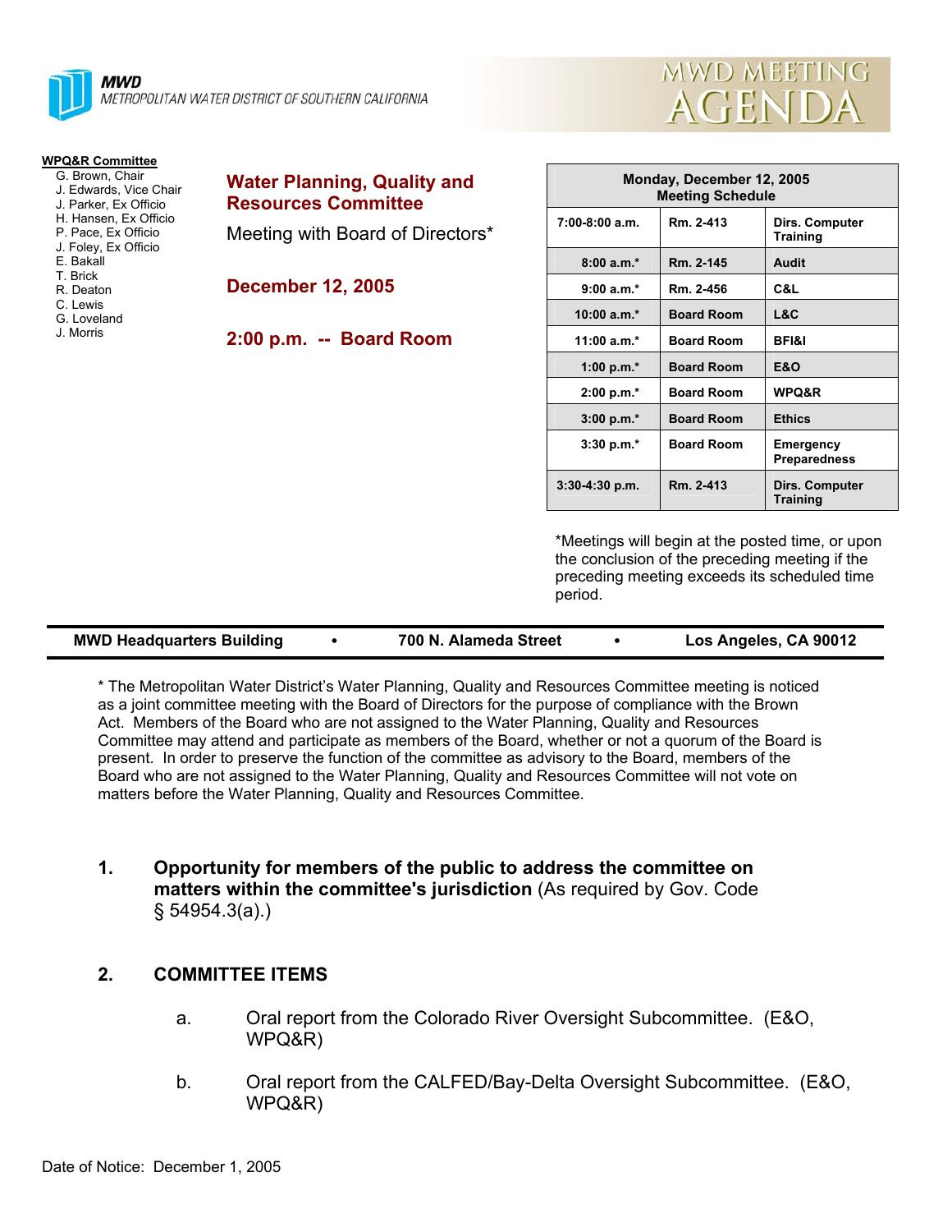**MWD**
METROPOLITAN WATER DISTRICT OF SOUTHERN CALIFORNIA

# MWD MEETING AGENDA

**WPQ&R Committee**
- G. Brown, Chair
- J. Edwards, Vice Chair
- J. Parker, Ex Officio
- H. Hansen, Ex Officio
- P. Pace, Ex Officio
- J. Foley, Ex Officio
- E. Bakall
- T. Brick
- R. Deaton
- C. Lewis
- G. Loveland
- J. Morris

## Water Planning, Quality and Resources Committee

Meeting with Board of Directors*

**December 12, 2005**

**2:00 p.m. -- Board Room**

| Monday, December 12, 2005 Meeting Schedule | | |
|---|---|---|
| 7:00-8:00 a.m. | Rm. 2-413 | Dirs. Computer Training |
| 8:00 a.m.* | Rm. 2-145 | Audit |
| 9:00 a.m.* | Rm. 2-456 | C&L |
| 10:00 a.m.* | Board Room | L&C |
| 11:00 a.m.* | Board Room | BFI&I |
| 1:00 p.m.* | Board Room | E&O |
| 2:00 p.m.* | Board Room | WPQ&R |
| 3:00 p.m.* | Board Room | Ethics |
| 3:30 p.m.* | Board Room | Emergency Preparedness |
| 3:30-4:30 p.m. | Rm. 2-413 | Dirs. Computer Training |

*Meetings will begin at the posted time, or upon the conclusion of the preceding meeting if the preceding meeting exceeds its scheduled time period.

**MWD Headquarters Building • 700 N. Alameda Street • Los Angeles, CA 90012**

* The Metropolitan Water District's Water Planning, Quality and Resources Committee meeting is noticed as a joint committee meeting with the Board of Directors for the purpose of compliance with the Brown Act. Members of the Board who are not assigned to the Water Planning, Quality and Resources Committee may attend and participate as members of the Board, whether or not a quorum of the Board is present. In order to preserve the function of the committee as advisory to the Board, members of the Board who are not assigned to the Water Planning, Quality and Resources Committee will not vote on matters before the Water Planning, Quality and Resources Committee.

1. **Opportunity for members of the public to address the committee on matters within the committee's jurisdiction** (As required by Gov. Code § 54954.3(a).)

2. **COMMITTEE ITEMS**

   a. Oral report from the Colorado River Oversight Subcommittee. (E&O, WPQ&R)

   b. Oral report from the CALFED/Bay-Delta Oversight Subcommittee. (E&O, WPQ&R)

Date of Notice: December 1, 2005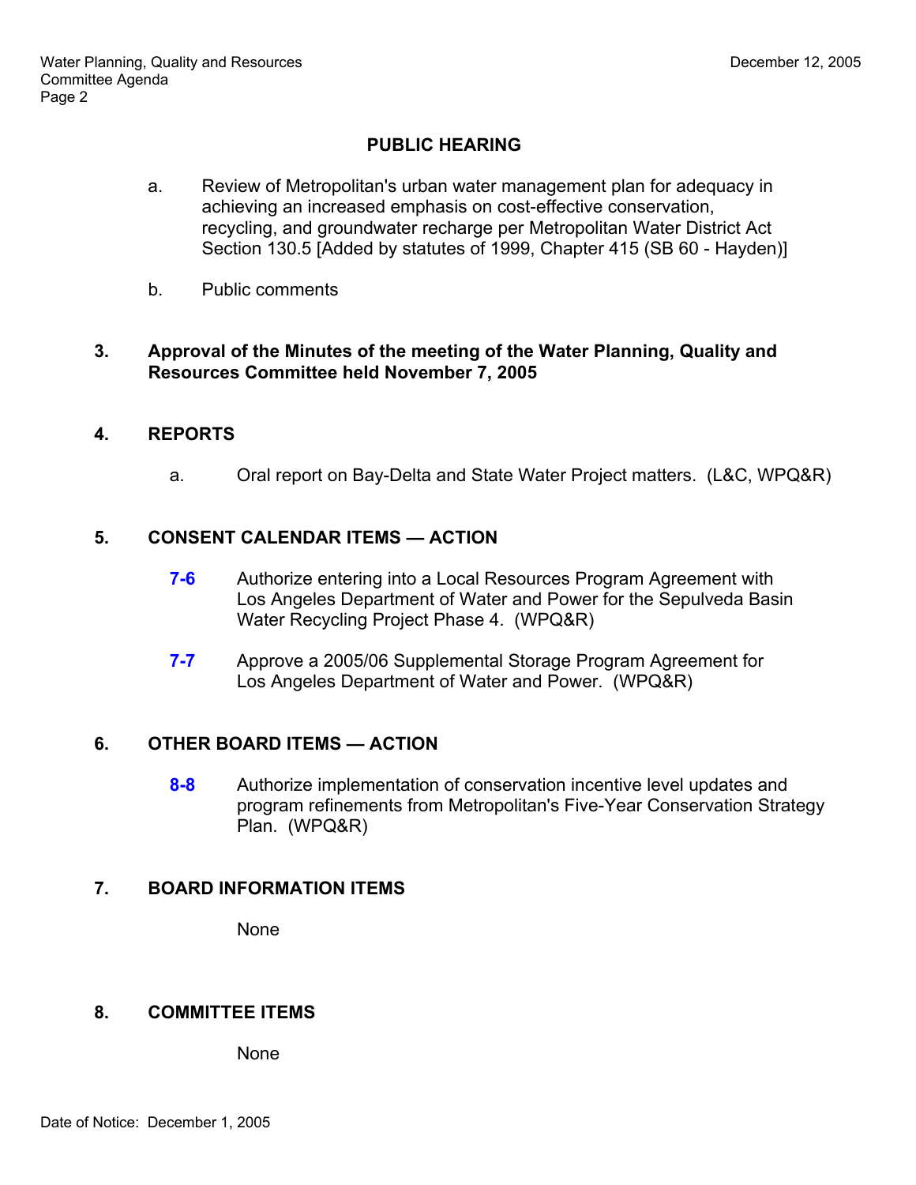## PUBLIC HEARING

a. Review of Metropolitan's urban water management plan for adequacy in achieving an increased emphasis on cost-effective conservation, recycling, and groundwater recharge per Metropolitan Water District Act Section 130.5 [Added by statutes of 1999, Chapter 415 (SB 60 - Hayden)]

b. Public comments

**3. Approval of the Minutes of the meeting of the Water Planning, Quality and Resources Committee held November 7, 2005**

**4. REPORTS**

a. Oral report on Bay-Delta and State Water Project matters. (L&C, WPQ&R)

**5. CONSENT CALENDAR ITEMS — ACTION**

**7-6** Authorize entering into a Local Resources Program Agreement with Los Angeles Department of Water and Power for the Sepulveda Basin Water Recycling Project Phase 4. (WPQ&R)

**7-7** Approve a 2005/06 Supplemental Storage Program Agreement for Los Angeles Department of Water and Power. (WPQ&R)

**6. OTHER BOARD ITEMS — ACTION**

**8-8** Authorize implementation of conservation incentive level updates and program refinements from Metropolitan's Five-Year Conservation Strategy Plan. (WPQ&R)

**7. BOARD INFORMATION ITEMS**

None

**8. COMMITTEE ITEMS**

None

Date of Notice: December 1, 2005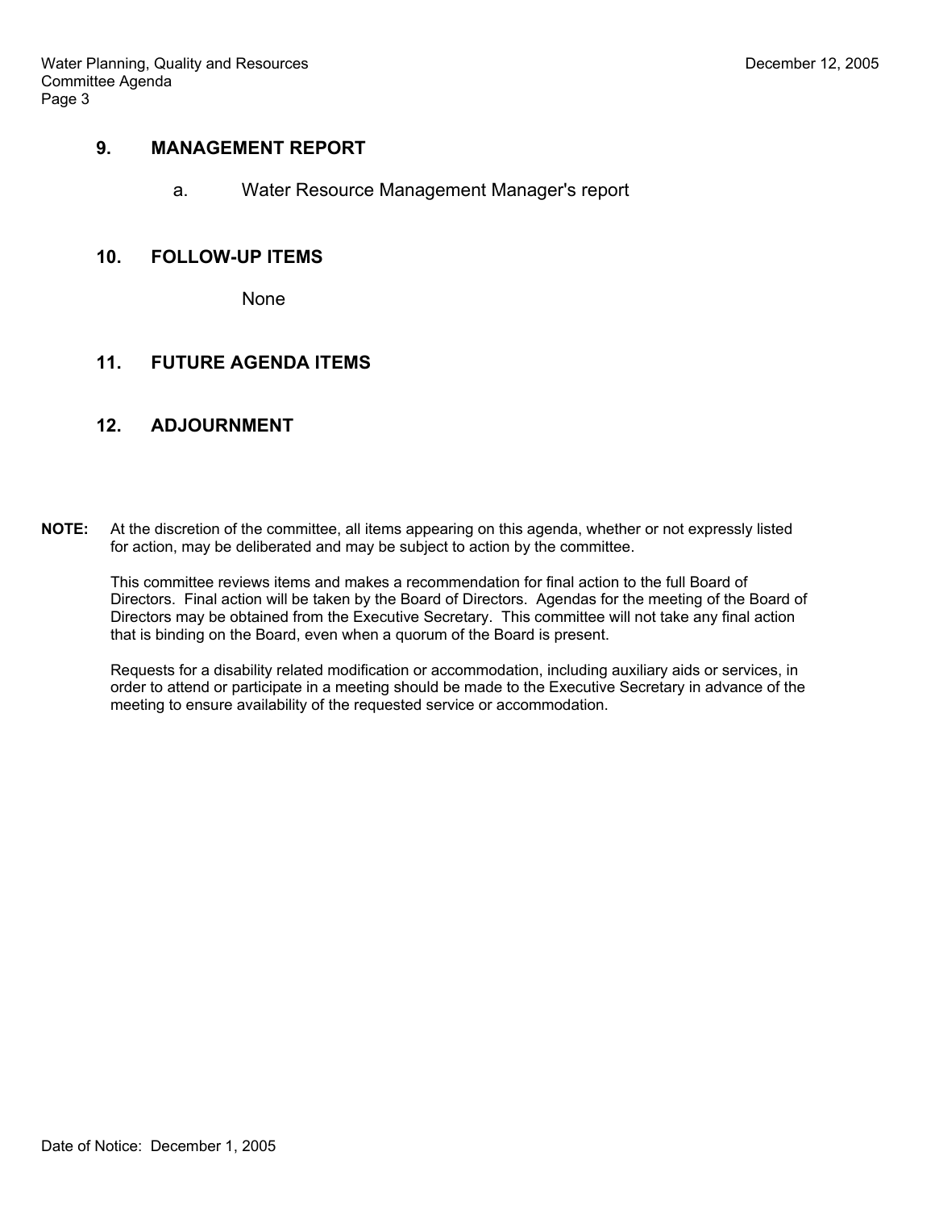## 9. MANAGEMENT REPORT

a. Water Resource Management Manager's report

## 10. FOLLOW-UP ITEMS

None

## 11. FUTURE AGENDA ITEMS

## 12. ADJOURNMENT

**NOTE:** At the discretion of the committee, all items appearing on this agenda, whether or not expressly listed for action, may be deliberated and may be subject to action by the committee.

This committee reviews items and makes a recommendation for final action to the full Board of Directors. Final action will be taken by the Board of Directors. Agendas for the meeting of the Board of Directors may be obtained from the Executive Secretary. This committee will not take any final action that is binding on the Board, even when a quorum of the Board is present.

Requests for a disability related modification or accommodation, including auxiliary aids or services, in order to attend or participate in a meeting should be made to the Executive Secretary in advance of the meeting to ensure availability of the requested service or accommodation.

Date of Notice: December 1, 2005